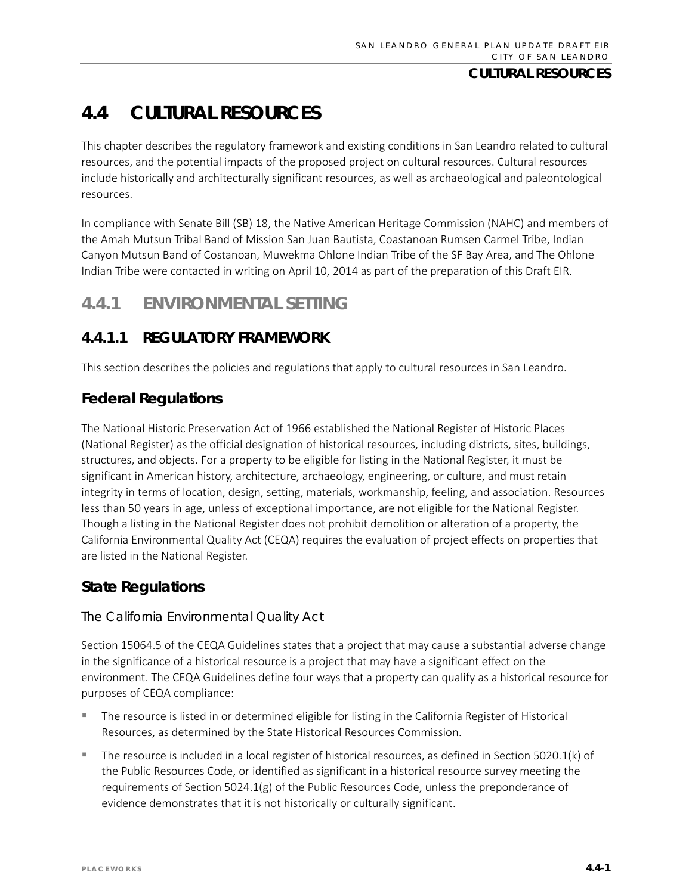# 4.4 CULTURAL RESOURCES

This chapter describes the regulatory framework and existing conditions in San Leandro related to cultural resources, and the potential impacts of the proposed project on cultural resources. Cultural resources include historically and architecturally significant resources, as well as archaeological and paleontological resources.

In compliance with Senate Bill (SB) 18, the Native American Heritage Commission (NAHC) and members of the Amah Mutsun Tribal Band of Mission San Juan Bautista, Coastanoan Rumsen Carmel Tribe, Indian Canyon Mutsun Band of Costanoan, Muwekma Ohlone Indian Tribe of the SF Bay Area, and The Ohlone Indian Tribe were contacted in writing on April 10, 2014 as part of the preparation of this Draft EIR.

## 4.4.1 ENVIRONMENTAL SETTING

### 4.4.1.1 REGULATORY FRAMEWORK

This section describes the policies and regulations that apply to cultural resources in San Leandro.

### Federal Regulations

The National Historic Preservation Act of 1966 established the National Register of Historic Places (National Register) as the official designation of historical resources, including districts, sites, buildings, structures, and objects. For a property to be eligible for listing in the National Register, it must be significant in American history, architecture, archaeology, engineering, or culture, and must retain integrity in terms of location, design, setting, materials, workmanship, feeling, and association. Resources less than 50 years in age, unless of exceptional importance, are not eligible for the National Register. Though a listing in the National Register does not prohibit demolition or alteration of a property, the California Environmental Quality Act (CEQA) requires the evaluation of project effects on properties that are listed in the National Register.

### State Regulations

#### The California Environmental Quality Act

Section 15064.5 of the CEQA Guidelines states that a project that may cause a substantial adverse change in the significance of a historical resource is a project that may have a significant effect on the environment. The CEQA Guidelines define four ways that a property can qualify as a historical resource for purposes of CEQA compliance:

- The resource is listed in or determined eligible for listing in the California Register of Historical Resources, as determined by the State Historical Resources Commission.
- The resource is included in a local register of historical resources, as defined in Section 5020.1(k) of the Public Resources Code, or identified as significant in a historical resource survey meeting the requirements of Section 5024.1(g) of the Public Resources Code, unless the preponderance of evidence demonstrates that it is not historically or culturally significant.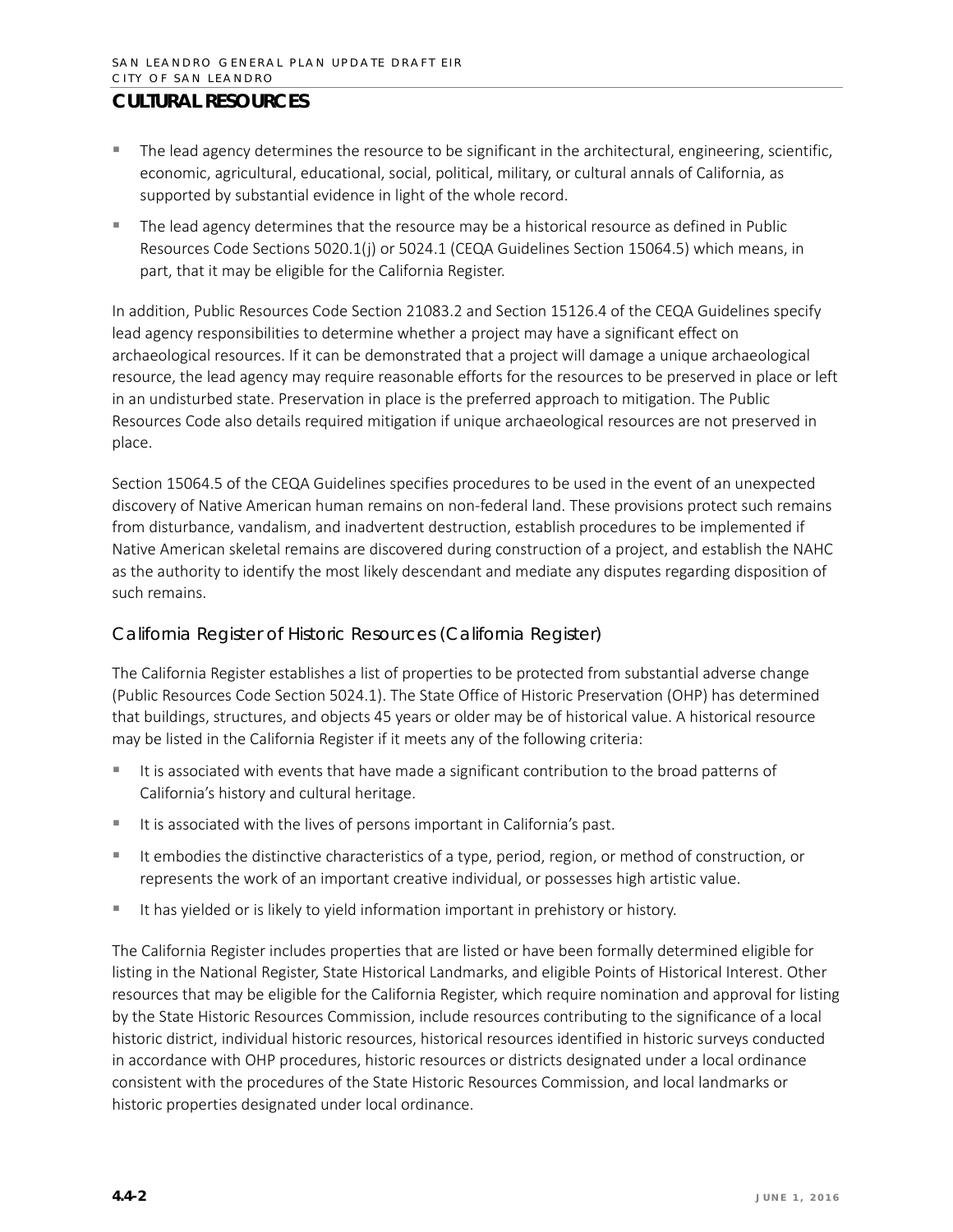- The lead agency determines the resource to be significant in the architectural, engineering, scientific, economic, agricultural, educational, social, political, military, or cultural annals of California, as supported by substantial evidence in light of the whole record.
- The lead agency determines that the resource may be a historical resource as defined in Public Resources Code Sections 5020.1(j) or 5024.1 (CEQA Guidelines Section 15064.5) which means, in part, that it may be eligible for the California Register.

In addition, Public Resources Code Section 21083.2 and Section 15126.4 of the CEQA Guidelines specify lead agency responsibilities to determine whether a project may have a significant effect on archaeological resources. If it can be demonstrated that a project will damage a unique archaeological resource, the lead agency may require reasonable efforts for the resources to be preserved in place or left in an undisturbed state. Preservation in place is the preferred approach to mitigation. The Public Resources Code also details required mitigation if unique archaeological resources are not preserved in place.

Section 15064.5 of the CEQA Guidelines specifies procedures to be used in the event of an unexpected discovery of Native American human remains on non-federal land. These provisions protect such remains from disturbance, vandalism, and inadvertent destruction, establish procedures to be implemented if Native American skeletal remains are discovered during construction of a project, and establish the NAHC as the authority to identify the most likely descendant and mediate any disputes regarding disposition of such remains.

### California Register of Historic Resources (California Register)

The California Register establishes a list of properties to be protected from substantial adverse change (Public Resources Code Section 5024.1). The State Office of Historic Preservation (OHP) has determined that buildings, structures, and objects 45 years or older may be of historical value. A historical resource may be listed in the California Register if it meets any of the following criteria:

- It is associated with events that have made a significant contribution to the broad patterns of California's history and cultural heritage.
- It is associated with the lives of persons important in California's past.
- It embodies the distinctive characteristics of a type, period, region, or method of construction, or represents the work of an important creative individual, or possesses high artistic value.
- It has yielded or is likely to yield information important in prehistory or history.

The California Register includes properties that are listed or have been formally determined eligible for listing in the National Register, State Historical Landmarks, and eligible Points of Historical Interest. Other resources that may be eligible for the California Register, which require nomination and approval for listing by the State Historic Resources Commission, include resources contributing to the significance of a local historic district, individual historic resources, historical resources identified in historic surveys conducted in accordance with OHP procedures, historic resources or districts designated under a local ordinance consistent with the procedures of the State Historic Resources Commission, and local landmarks or historic properties designated under local ordinance.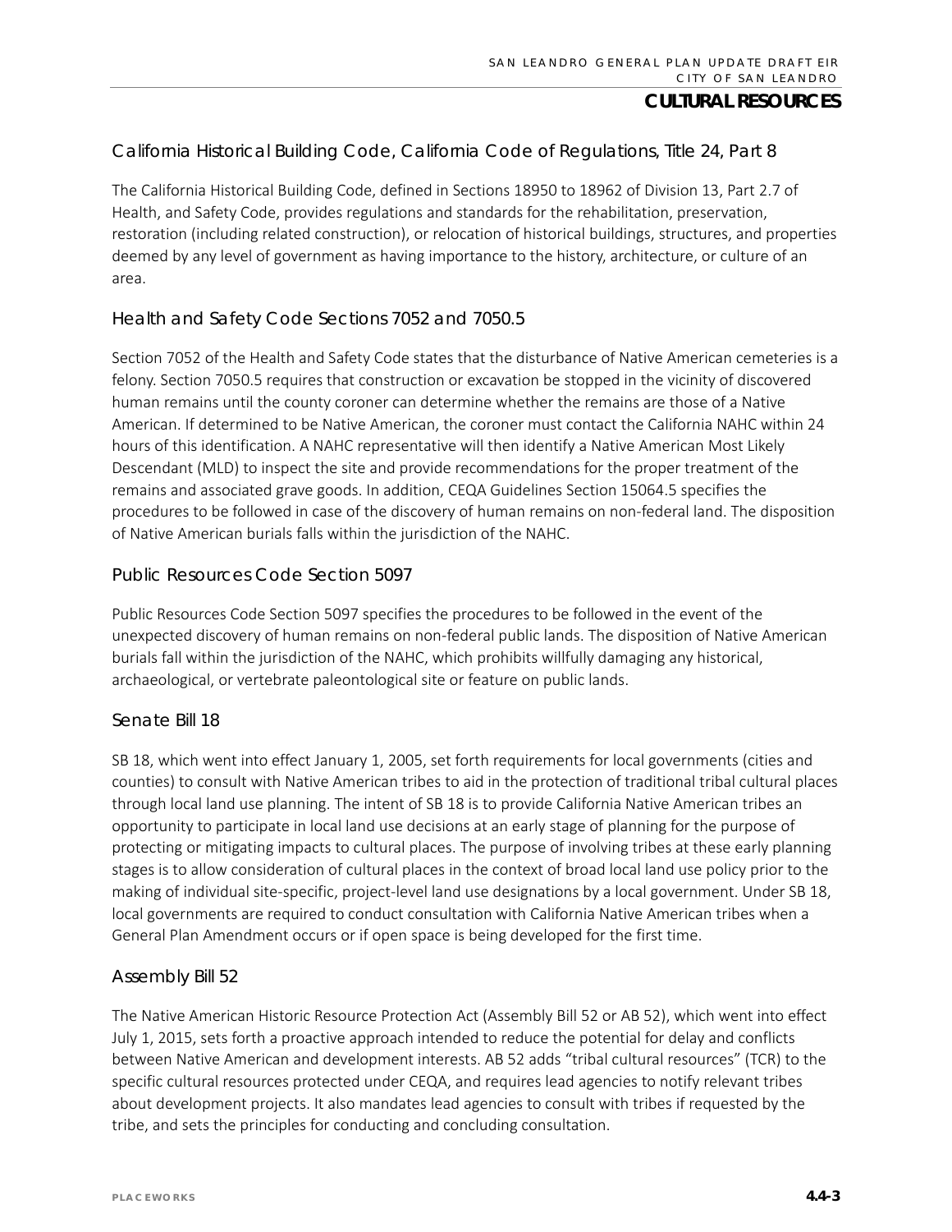### California Historical Building Code, California Code of Regulations, Title 24, Part 8

The California Historical Building Code, defined in Sections 18950 to 18962 of Division 13, Part 2.7 of Health, and Safety Code, provides regulations and standards for the rehabilitation, preservation, restoration (including related construction), or relocation of historical buildings, structures, and properties deemed by any level of government as having importance to the history, architecture, or culture of an area.

### Health and Safety Code Sections 7052 and 7050.5

Section 7052 of the Health and Safety Code states that the disturbance of Native American cemeteries is a felony. Section 7050.5 requires that construction or excavation be stopped in the vicinity of discovered human remains until the county coroner can determine whether the remains are those of a Native American. If determined to be Native American, the coroner must contact the California NAHC within 24 hours of this identification. A NAHC representative will then identify a Native American Most Likely Descendant (MLD) to inspect the site and provide recommendations for the proper treatment of the remains and associated grave goods. In addition, CEQA Guidelines Section 15064.5 specifies the procedures to be followed in case of the discovery of human remains on non-federal land. The disposition of Native American burials falls within the jurisdiction of the NAHC.

### Public Resources Code Section 5097

Public Resources Code Section 5097 specifies the procedures to be followed in the event of the unexpected discovery of human remains on non-federal public lands. The disposition of Native American burials fall within the jurisdiction of the NAHC, which prohibits willfully damaging any historical, archaeological, or vertebrate paleontological site or feature on public lands.

### Senate Bill 18

SB 18, which went into effect January 1, 2005, set forth requirements for local governments (cities and counties) to consult with Native American tribes to aid in the protection of traditional tribal cultural places through local land use planning. The intent of SB 18 is to provide California Native American tribes an opportunity to participate in local land use decisions at an early stage of planning for the purpose of protecting or mitigating impacts to cultural places. The purpose of involving tribes at these early planning stages is to allow consideration of cultural places in the context of broad local land use policy prior to the making of individual site-specific, project-level land use designations by a local government. Under SB 18, local governments are required to conduct consultation with California Native American tribes when a General Plan Amendment occurs or if open space is being developed for the first time.

### Assembly Bill 52

The Native American Historic Resource Protection Act (Assembly Bill 52 or AB 52), which went into effect July 1, 2015, sets forth a proactive approach intended to reduce the potential for delay and conflicts between Native American and development interests. AB 52 adds "tribal cultural resources" (TCR) to the specific cultural resources protected under CEQA, and requires lead agencies to notify relevant tribes about development projects. It also mandates lead agencies to consult with tribes if requested by the tribe, and sets the principles for conducting and concluding consultation.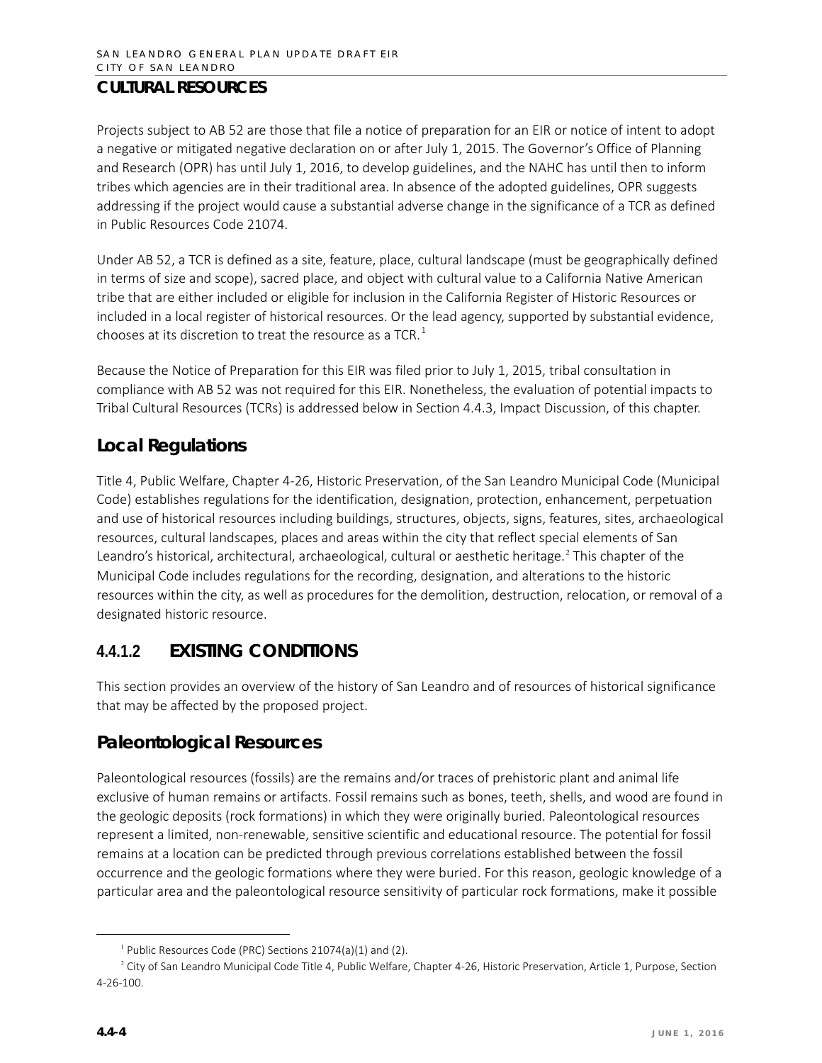## CULTURAL RESOURCES

Projects subject to AB 52 are those that file a notice of preparation for an EIR or notice of intent to adopt a negative or mitigated negative declaration on or after July 1, 2015. The Governor's Office of Planning and Research (OPR) has until July 1, 2016, to develop guidelines, and the NAHC has until then to inform tribes which agencies are in their traditional area. In absence of the adopted guidelines, OPR suggests addressing if the project would cause a substantial adverse change in the significance of a TCR as defined in Public Resources Code 21074.

Under AB 52, a TCR is defined as a site, feature, place, cultural landscape (must be geographically defined in terms of size and scope), sacred place, and object with cultural value to a California Native American tribe that are either included or eligible for inclusion in the California Register of Historic Resources or included in a local register of historical resources. Or the lead agency, supported by substantial evidence, chooses at its discretion to treat the resource as a TCR.[1]

Because the Notice of Preparation for this EIR was filed prior to July 1, 2015, tribal consultation in compliance with AB 52 was not required for this EIR. Nonetheless, the evaluation of potential impacts to Tribal Cultural Resources (TCRs) is addressed below in Section 4.4.3, Impact Discussion, of this chapter.

### Local Regulations

Title 4, Public Welfare, Chapter 4-26, Historic Preservation, of the San Leandro Municipal Code (Municipal Code) establishes regulations for the identification, designation, protection, enhancement, perpetuation and use of historical resources including buildings, structures, objects, signs, features, sites, archaeological resources, cultural landscapes, places and areas within the city that reflect special elements of San Leandro's historical, architectural, archaeological, cultural or aesthetic heritage.[2] This chapter of the Municipal Code includes regulations for the recording, designation, and alterations to the historic resources within the city, as well as procedures for the demolition, destruction, relocation, or removal of a designated historic resource.

## 4.4.1.2 EXISTING CONDITIONS

This section provides an overview of the history of San Leandro and of resources of historical significance that may be affected by the proposed project.

### Paleontological Resources

Paleontological resources (fossils) are the remains and/or traces of prehistoric plant and animal life exclusive of human remains or artifacts. Fossil remains such as bones, teeth, shells, and wood are found in the geologic deposits (rock formations) in which they were originally buried. Paleontological resources represent a limited, non-renewable, sensitive scientific and educational resource. The potential for fossil remains at a location can be predicted through previous correlations established between the fossil occurrence and the geologic formations where they were buried. For this reason, geologic knowledge of a particular area and the paleontological resource sensitivity of particular rock formations, make it possible

---

[1] Public Resources Code (PRC) Sections 21074(a)(1) and (2).

[2] City of San Leandro Municipal Code Title 4, Public Welfare, Chapter 4-26, Historic Preservation, Article 1, Purpose, Section 4-26-100.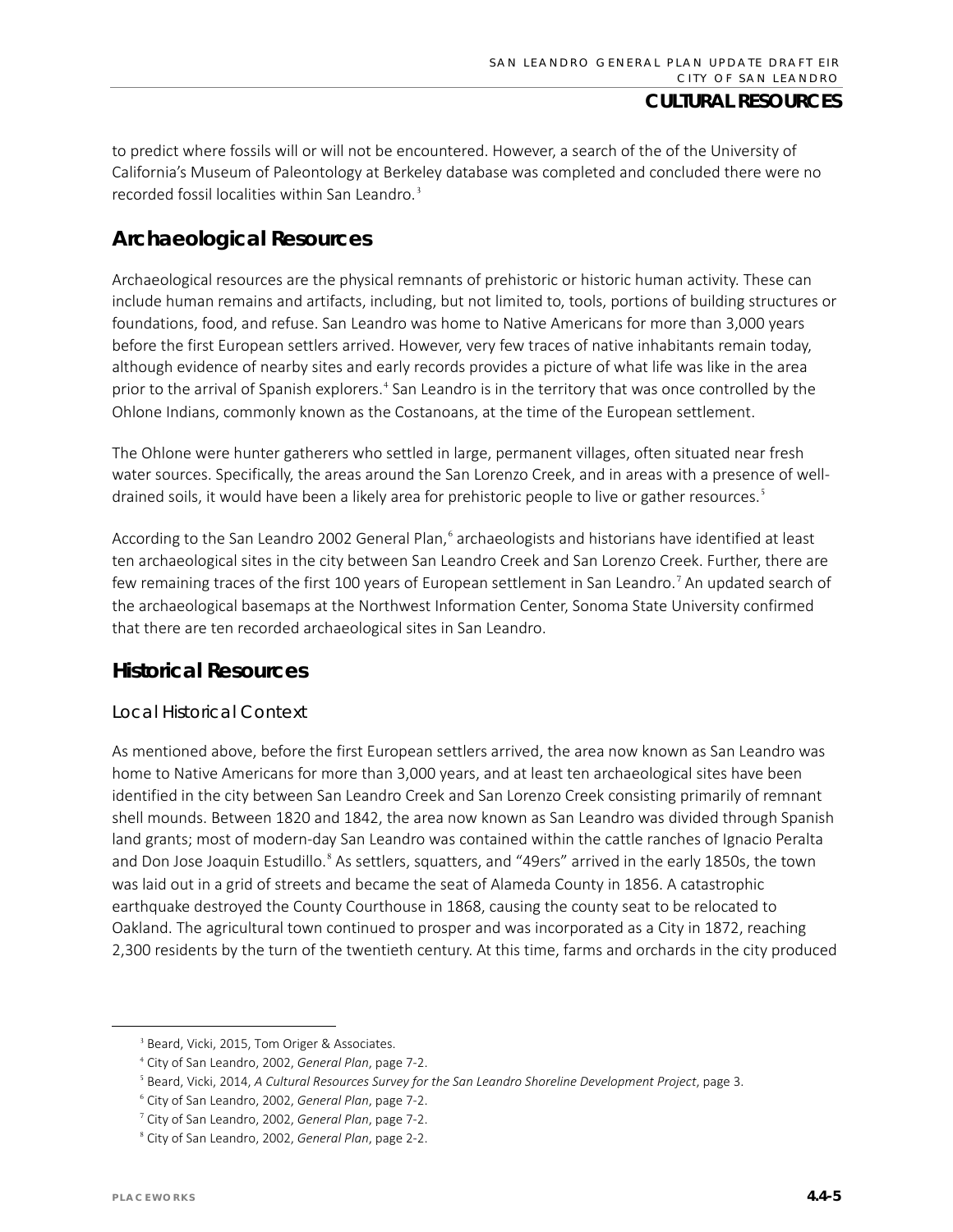to predict where fossils will or will not be encountered. However, a search of the of the University of California's Museum of Paleontology at Berkeley database was completed and concluded there were no recorded fossil localities within San Leandro.[3]

## Archaeological Resources

Archaeological resources are the physical remnants of prehistoric or historic human activity. These can include human remains and artifacts, including, but not limited to, tools, portions of building structures or foundations, food, and refuse. San Leandro was home to Native Americans for more than 3,000 years before the first European settlers arrived. However, very few traces of native inhabitants remain today, although evidence of nearby sites and early records provides a picture of what life was like in the area prior to the arrival of Spanish explorers.[4] San Leandro is in the territory that was once controlled by the Ohlone Indians, commonly known as the Costanoans, at the time of the European settlement.

The Ohlone were hunter gatherers who settled in large, permanent villages, often situated near fresh water sources. Specifically, the areas around the San Lorenzo Creek, and in areas with a presence of well-drained soils, it would have been a likely area for prehistoric people to live or gather resources.[5]

According to the San Leandro 2002 General Plan,[6] archaeologists and historians have identified at least ten archaeological sites in the city between San Leandro Creek and San Lorenzo Creek. Further, there are few remaining traces of the first 100 years of European settlement in San Leandro.[7] An updated search of the archaeological basemaps at the Northwest Information Center, Sonoma State University confirmed that there are ten recorded archaeological sites in San Leandro.

## Historical Resources

### Local Historical Context

As mentioned above, before the first European settlers arrived, the area now known as San Leandro was home to Native Americans for more than 3,000 years, and at least ten archaeological sites have been identified in the city between San Leandro Creek and San Lorenzo Creek consisting primarily of remnant shell mounds. Between 1820 and 1842, the area now known as San Leandro was divided through Spanish land grants; most of modern-day San Leandro was contained within the cattle ranches of Ignacio Peralta and Don Jose Joaquin Estudillo.[8] As settlers, squatters, and "49ers" arrived in the early 1850s, the town was laid out in a grid of streets and became the seat of Alameda County in 1856. A catastrophic earthquake destroyed the County Courthouse in 1868, causing the county seat to be relocated to Oakland. The agricultural town continued to prosper and was incorporated as a City in 1872, reaching 2,300 residents by the turn of the twentieth century. At this time, farms and orchards in the city produced

---

[3] Beard, Vicki, 2015, Tom Origer & Associates.

[4] City of San Leandro, 2002, *General Plan*, page 7-2.

[5] Beard, Vicki, 2014, *A Cultural Resources Survey for the San Leandro Shoreline Development Project*, page 3.

[6] City of San Leandro, 2002, *General Plan*, page 7-2.

[7] City of San Leandro, 2002, *General Plan*, page 7-2.

[8] City of San Leandro, 2002, *General Plan*, page 2-2.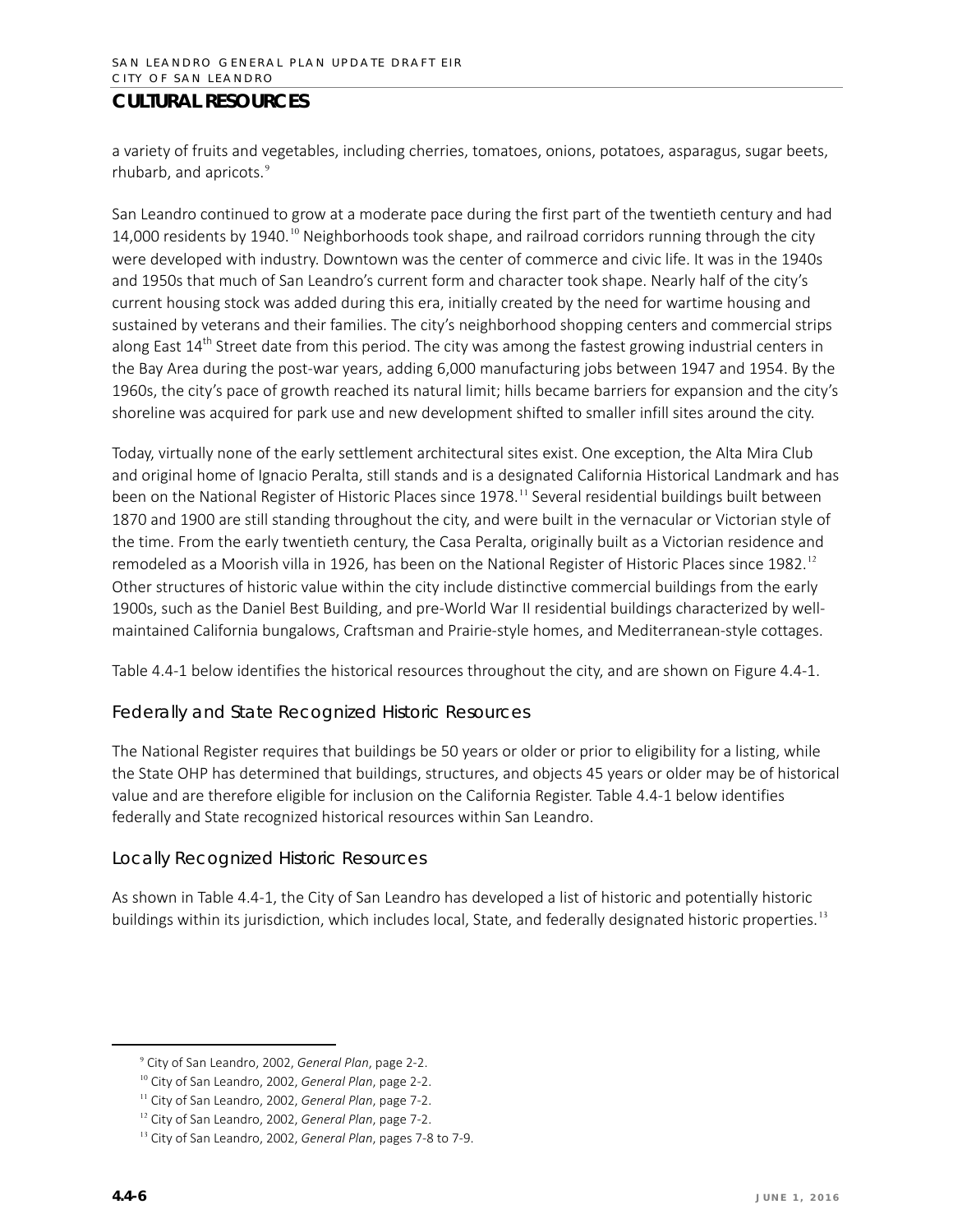## CULTURAL RESOURCES

a variety of fruits and vegetables, including cherries, tomatoes, onions, potatoes, asparagus, sugar beets, rhubarb, and apricots.[9]

San Leandro continued to grow at a moderate pace during the first part of the twentieth century and had 14,000 residents by 1940.[10] Neighborhoods took shape, and railroad corridors running through the city were developed with industry. Downtown was the center of commerce and civic life. It was in the 1940s and 1950s that much of San Leandro's current form and character took shape. Nearly half of the city's current housing stock was added during this era, initially created by the need for wartime housing and sustained by veterans and their families. The city's neighborhood shopping centers and commercial strips along East 14th Street date from this period. The city was among the fastest growing industrial centers in the Bay Area during the post-war years, adding 6,000 manufacturing jobs between 1947 and 1954. By the 1960s, the city's pace of growth reached its natural limit; hills became barriers for expansion and the city's shoreline was acquired for park use and new development shifted to smaller infill sites around the city.

Today, virtually none of the early settlement architectural sites exist. One exception, the Alta Mira Club and original home of Ignacio Peralta, still stands and is a designated California Historical Landmark and has been on the National Register of Historic Places since 1978.[11] Several residential buildings built between 1870 and 1900 are still standing throughout the city, and were built in the vernacular or Victorian style of the time. From the early twentieth century, the Casa Peralta, originally built as a Victorian residence and remodeled as a Moorish villa in 1926, has been on the National Register of Historic Places since 1982.[12] Other structures of historic value within the city include distinctive commercial buildings from the early 1900s, such as the Daniel Best Building, and pre-World War II residential buildings characterized by well-maintained California bungalows, Craftsman and Prairie-style homes, and Mediterranean-style cottages.

Table 4.4-1 below identifies the historical resources throughout the city, and are shown on Figure 4.4-1.

### Federally and State Recognized Historic Resources

The National Register requires that buildings be 50 years or older or prior to eligibility for a listing, while the State OHP has determined that buildings, structures, and objects 45 years or older may be of historical value and are therefore eligible for inclusion on the California Register. Table 4.4-1 below identifies federally and State recognized historical resources within San Leandro.

### Locally Recognized Historic Resources

As shown in Table 4.4-1, the City of San Leandro has developed a list of historic and potentially historic buildings within its jurisdiction, which includes local, State, and federally designated historic properties.[13]

---

[9] City of San Leandro, 2002, *General Plan*, page 2-2.

[10] City of San Leandro, 2002, *General Plan*, page 2-2.

[11] City of San Leandro, 2002, *General Plan*, page 7-2.

[12] City of San Leandro, 2002, *General Plan*, page 7-2.

[13] City of San Leandro, 2002, *General Plan*, pages 7-8 to 7-9.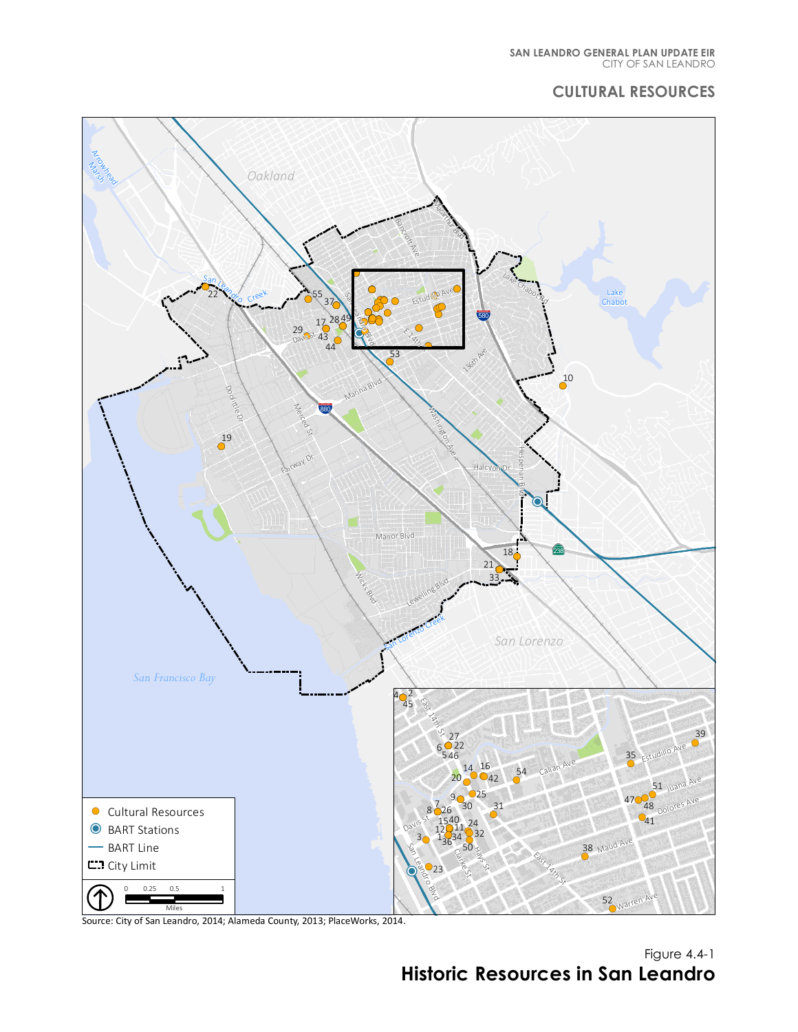# CULTURAL RESOURCES

Oakland

Arrowhead Marsh

Lake Chabot

San Leandro Creek

San Lorenzo Creek

San Lorenzo

San Francisco Bay

Bancroft Ave

Estudillo Ave

E 14th St

136th Ave

Lake Chabot Rd

Marina Blvd

Washington Ave

Halcyon Dr

Hesperian Blvd

Doolittle Dr

Merced St

Fairway Dr

Manor Blvd

Wicks Blvd

Lewelling Blvd

Davis St

San Leandro Blvd

580

880

238

22 55 37 17 28 49 29 43 44 53 10 19 18 21 33

4 2 45 27 6 22 5 46 14 16 20 42 54 9 25 7 8 26 30 31 15 40 12 11 24 3 13 34 32 36 50 23 35 39 51 47 48 41 38 52

East 14th St

Callan Ave

Juana Ave

Dolores Ave

Maud Ave

Warren Ave

Clarke St

Hays St

Cultural Resources

BART Stations

BART Line

City Limit

0 0.25 0.5 1

Miles

Source: City of San Leandro, 2014; Alameda County, 2013; PlaceWorks, 2014.

Figure 4.4-1

**Historic Resources in San Leandro**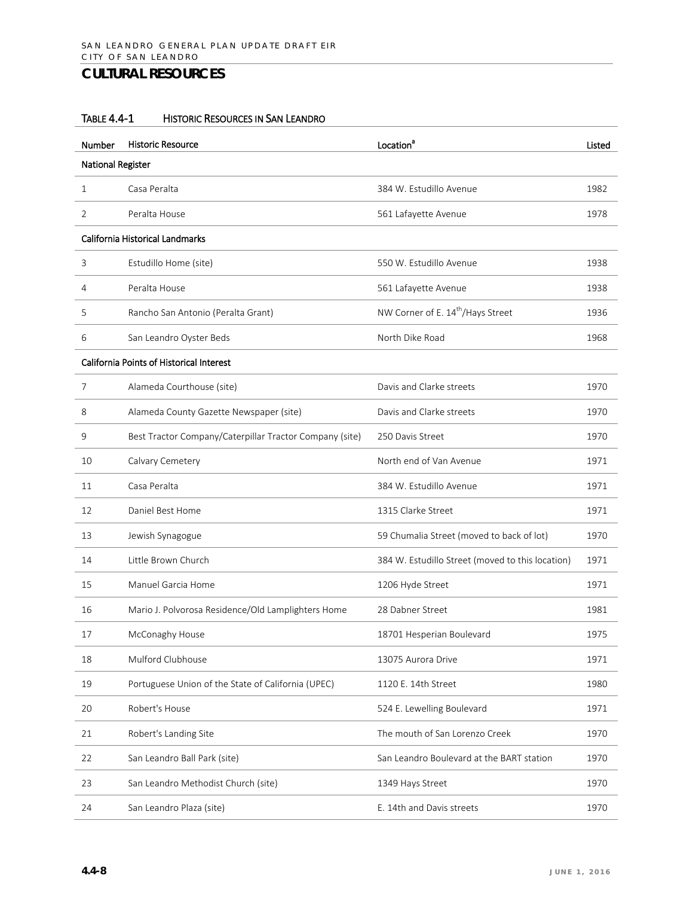## CULTURAL RESOURCES

TABLE 4.4-1 HISTORIC RESOURCES IN SAN LEANDRO

| Number | Historic Resource | Location[a] | Listed |
|---|---|---|---|
| **National Register** | | | |
| 1 | Casa Peralta | 384 W. Estudillo Avenue | 1982 |
| 2 | Peralta House | 561 Lafayette Avenue | 1978 |
| **California Historical Landmarks** | | | |
| 3 | Estudillo Home (site) | 550 W. Estudillo Avenue | 1938 |
| 4 | Peralta House | 561 Lafayette Avenue | 1938 |
| 5 | Rancho San Antonio (Peralta Grant) | NW Corner of E. 14th/Hays Street | 1936 |
| 6 | San Leandro Oyster Beds | North Dike Road | 1968 |
| **California Points of Historical Interest** | | | |
| 7 | Alameda Courthouse (site) | Davis and Clarke streets | 1970 |
| 8 | Alameda County Gazette Newspaper (site) | Davis and Clarke streets | 1970 |
| 9 | Best Tractor Company/Caterpillar Tractor Company (site) | 250 Davis Street | 1970 |
| 10 | Calvary Cemetery | North end of Van Avenue | 1971 |
| 11 | Casa Peralta | 384 W. Estudillo Avenue | 1971 |
| 12 | Daniel Best Home | 1315 Clarke Street | 1971 |
| 13 | Jewish Synagogue | 59 Chumalia Street (moved to back of lot) | 1970 |
| 14 | Little Brown Church | 384 W. Estudillo Street (moved to this location) | 1971 |
| 15 | Manuel Garcia Home | 1206 Hyde Street | 1971 |
| 16 | Mario J. Polvorosa Residence/Old Lamplighters Home | 28 Dabner Street | 1981 |
| 17 | McConaghy House | 18701 Hesperian Boulevard | 1975 |
| 18 | Mulford Clubhouse | 13075 Aurora Drive | 1971 |
| 19 | Portuguese Union of the State of California (UPEC) | 1120 E. 14th Street | 1980 |
| 20 | Robert's House | 524 E. Lewelling Boulevard | 1971 |
| 21 | Robert's Landing Site | The mouth of San Lorenzo Creek | 1970 |
| 22 | San Leandro Ball Park (site) | San Leandro Boulevard at the BART station | 1970 |
| 23 | San Leandro Methodist Church (site) | 1349 Hays Street | 1970 |
| 24 | San Leandro Plaza (site) | E. 14th and Davis streets | 1970 |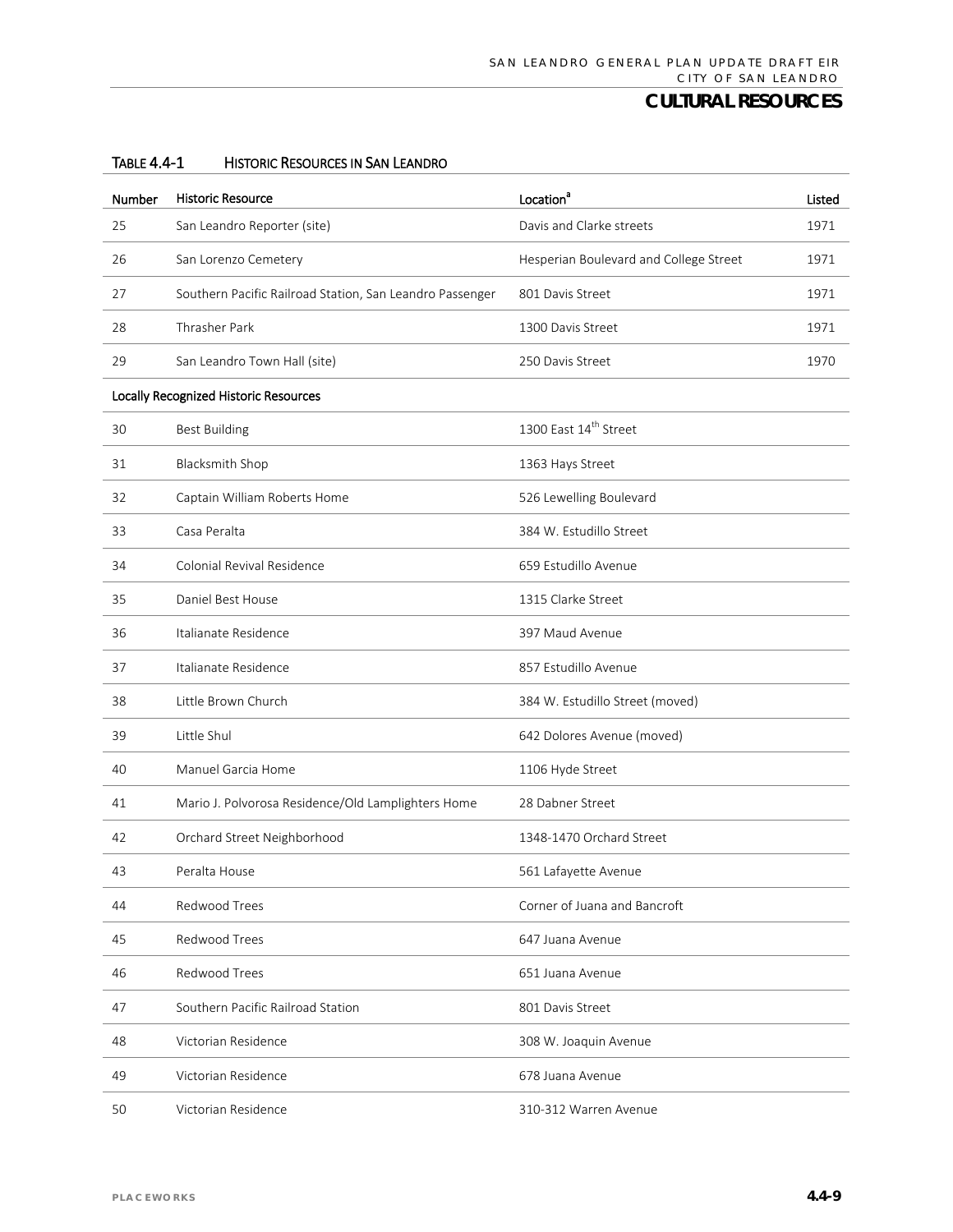## Table 4.4-1 Historic Resources in San Leandro

| Number | Historic Resource | Location[a] | Listed |
|---|---|---|---|
| 25 | San Leandro Reporter (site) | Davis and Clarke streets | 1971 |
| 26 | San Lorenzo Cemetery | Hesperian Boulevard and College Street | 1971 |
| 27 | Southern Pacific Railroad Station, San Leandro Passenger | 801 Davis Street | 1971 |
| 28 | Thrasher Park | 1300 Davis Street | 1971 |
| 29 | San Leandro Town Hall (site) | 250 Davis Street | 1970 |
| **Locally Recognized Historic Resources** | | | |
| 30 | Best Building | 1300 East 14th Street | |
| 31 | Blacksmith Shop | 1363 Hays Street | |
| 32 | Captain William Roberts Home | 526 Lewelling Boulevard | |
| 33 | Casa Peralta | 384 W. Estudillo Street | |
| 34 | Colonial Revival Residence | 659 Estudillo Avenue | |
| 35 | Daniel Best House | 1315 Clarke Street | |
| 36 | Italianate Residence | 397 Maud Avenue | |
| 37 | Italianate Residence | 857 Estudillo Avenue | |
| 38 | Little Brown Church | 384 W. Estudillo Street (moved) | |
| 39 | Little Shul | 642 Dolores Avenue (moved) | |
| 40 | Manuel Garcia Home | 1106 Hyde Street | |
| 41 | Mario J. Polvorosa Residence/Old Lamplighters Home | 28 Dabner Street | |
| 42 | Orchard Street Neighborhood | 1348-1470 Orchard Street | |
| 43 | Peralta House | 561 Lafayette Avenue | |
| 44 | Redwood Trees | Corner of Juana and Bancroft | |
| 45 | Redwood Trees | 647 Juana Avenue | |
| 46 | Redwood Trees | 651 Juana Avenue | |
| 47 | Southern Pacific Railroad Station | 801 Davis Street | |
| 48 | Victorian Residence | 308 W. Joaquin Avenue | |
| 49 | Victorian Residence | 678 Juana Avenue | |
| 50 | Victorian Residence | 310-312 Warren Avenue | |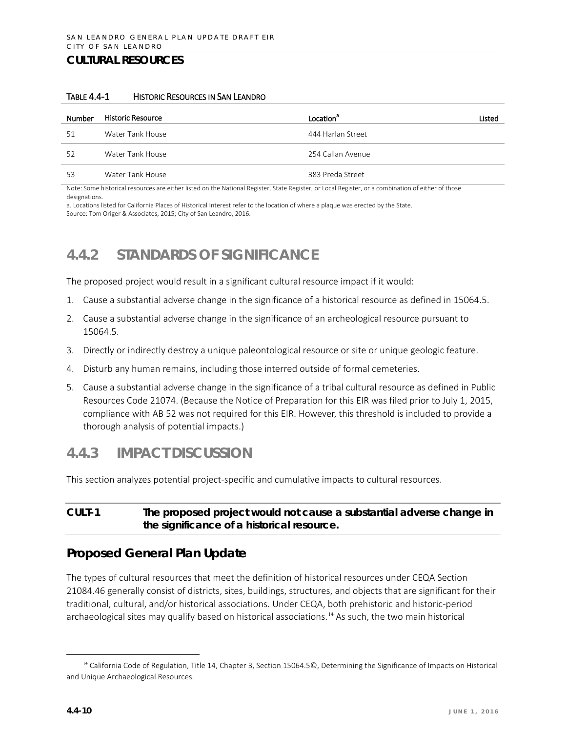## CULTURAL RESOURCES

TABLE 4.4-1 HISTORIC RESOURCES IN SAN LEANDRO

| Number | Historic Resource | Location[a] | Listed |
|---|---|---|---|
| 51 | Water Tank House | 444 Harlan Street | |
| 52 | Water Tank House | 254 Callan Avenue | |
| 53 | Water Tank House | 383 Preda Street | |

Note: Some historical resources are either listed on the National Register, State Register, or Local Register, or a combination of either of those designations.

a. Locations listed for California Places of Historical Interest refer to the location of where a plaque was erected by the State.

Source: Tom Origer & Associates, 2015; City of San Leandro, 2016.

# 4.4.2 STANDARDS OF SIGNIFICANCE

The proposed project would result in a significant cultural resource impact if it would:

1. Cause a substantial adverse change in the significance of a historical resource as defined in 15064.5.
2. Cause a substantial adverse change in the significance of an archeological resource pursuant to 15064.5.
3. Directly or indirectly destroy a unique paleontological resource or site or unique geologic feature.
4. Disturb any human remains, including those interred outside of formal cemeteries.
5. Cause a substantial adverse change in the significance of a tribal cultural resource as defined in Public Resources Code 21074. (Because the Notice of Preparation for this EIR was filed prior to July 1, 2015, compliance with AB 52 was not required for this EIR. However, this threshold is included to provide a thorough analysis of potential impacts.)

# 4.4.3 IMPACT DISCUSSION

This section analyzes potential project-specific and cumulative impacts to cultural resources.

**CULT-1 The proposed project would not cause a substantial adverse change in the significance of a historical resource.**

## Proposed General Plan Update

The types of cultural resources that meet the definition of historical resources under CEQA Section 21084.46 generally consist of districts, sites, buildings, structures, and objects that are significant for their traditional, cultural, and/or historical associations. Under CEQA, both prehistoric and historic-period archaeological sites may qualify based on historical associations.[14] As such, the two main historical

[14] California Code of Regulation, Title 14, Chapter 3, Section 15064.5©, Determining the Significance of Impacts on Historical and Unique Archaeological Resources.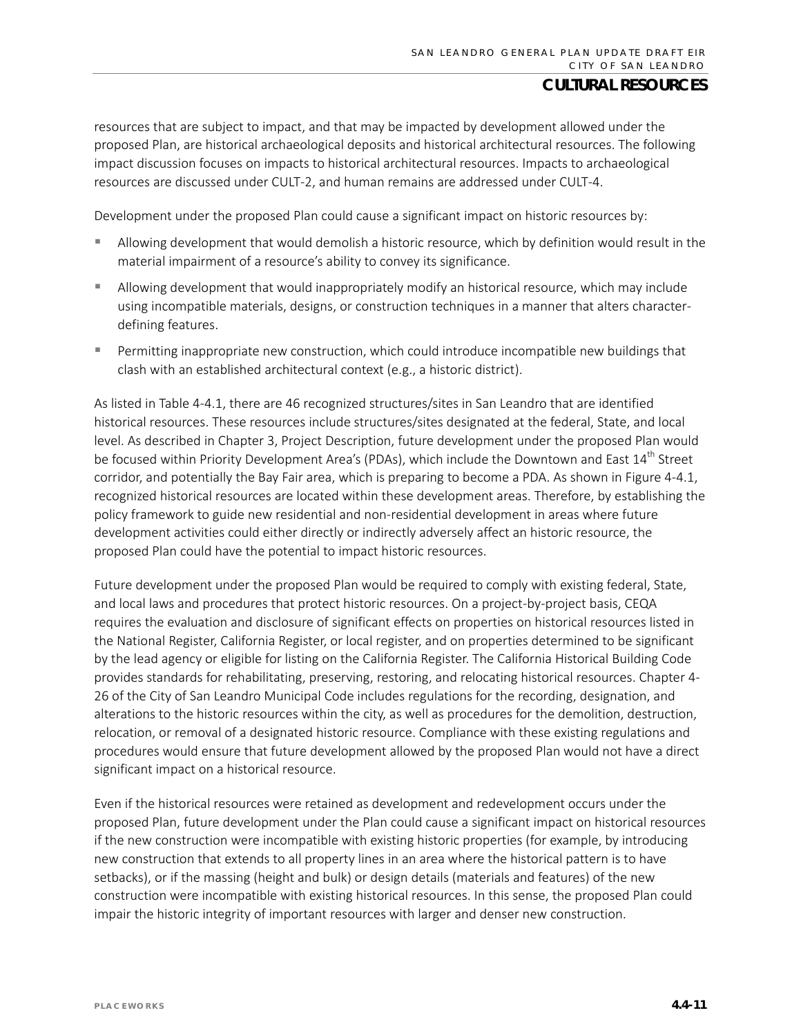resources that are subject to impact, and that may be impacted by development allowed under the proposed Plan, are historical archaeological deposits and historical architectural resources. The following impact discussion focuses on impacts to historical architectural resources. Impacts to archaeological resources are discussed under CULT-2, and human remains are addressed under CULT-4.

Development under the proposed Plan could cause a significant impact on historic resources by:

- Allowing development that would demolish a historic resource, which by definition would result in the material impairment of a resource's ability to convey its significance.
- Allowing development that would inappropriately modify an historical resource, which may include using incompatible materials, designs, or construction techniques in a manner that alters character-defining features.
- Permitting inappropriate new construction, which could introduce incompatible new buildings that clash with an established architectural context (e.g., a historic district).

As listed in Table 4-4.1, there are 46 recognized structures/sites in San Leandro that are identified historical resources. These resources include structures/sites designated at the federal, State, and local level. As described in Chapter 3, Project Description, future development under the proposed Plan would be focused within Priority Development Area's (PDAs), which include the Downtown and East 14th Street corridor, and potentially the Bay Fair area, which is preparing to become a PDA. As shown in Figure 4-4.1, recognized historical resources are located within these development areas. Therefore, by establishing the policy framework to guide new residential and non-residential development in areas where future development activities could either directly or indirectly adversely affect an historic resource, the proposed Plan could have the potential to impact historic resources.

Future development under the proposed Plan would be required to comply with existing federal, State, and local laws and procedures that protect historic resources. On a project-by-project basis, CEQA requires the evaluation and disclosure of significant effects on properties on historical resources listed in the National Register, California Register, or local register, and on properties determined to be significant by the lead agency or eligible for listing on the California Register. The California Historical Building Code provides standards for rehabilitating, preserving, restoring, and relocating historical resources. Chapter 4-26 of the City of San Leandro Municipal Code includes regulations for the recording, designation, and alterations to the historic resources within the city, as well as procedures for the demolition, destruction, relocation, or removal of a designated historic resource. Compliance with these existing regulations and procedures would ensure that future development allowed by the proposed Plan would not have a direct significant impact on a historical resource.

Even if the historical resources were retained as development and redevelopment occurs under the proposed Plan, future development under the Plan could cause a significant impact on historical resources if the new construction were incompatible with existing historic properties (for example, by introducing new construction that extends to all property lines in an area where the historical pattern is to have setbacks), or if the massing (height and bulk) or design details (materials and features) of the new construction were incompatible with existing historical resources. In this sense, the proposed Plan could impair the historic integrity of important resources with larger and denser new construction.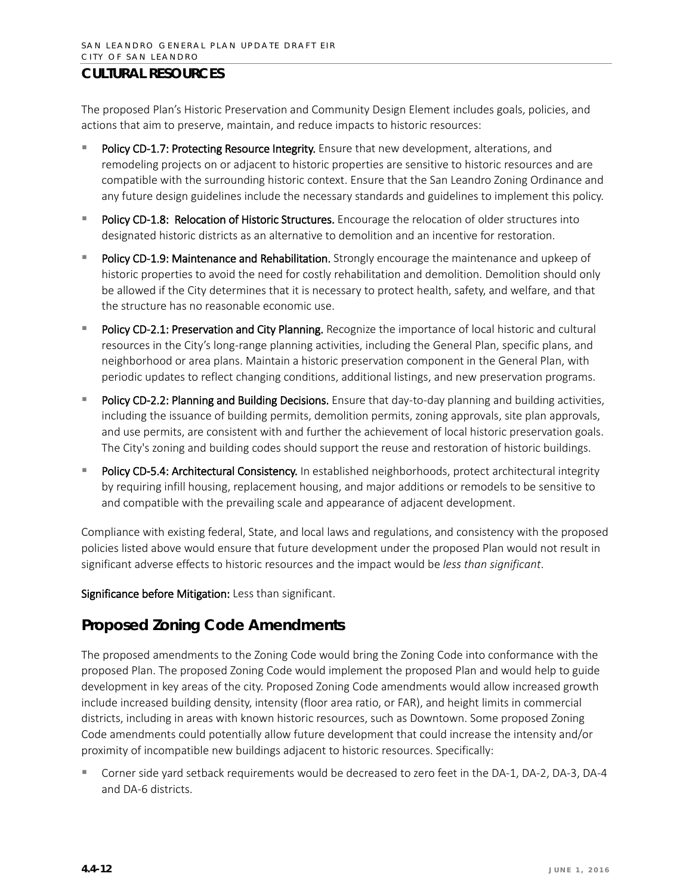## CULTURAL RESOURCES

The proposed Plan's Historic Preservation and Community Design Element includes goals, policies, and actions that aim to preserve, maintain, and reduce impacts to historic resources:

- **Policy CD-1.7: Protecting Resource Integrity.** Ensure that new development, alterations, and remodeling projects on or adjacent to historic properties are sensitive to historic resources and are compatible with the surrounding historic context. Ensure that the San Leandro Zoning Ordinance and any future design guidelines include the necessary standards and guidelines to implement this policy.
- **Policy CD-1.8: Relocation of Historic Structures.** Encourage the relocation of older structures into designated historic districts as an alternative to demolition and an incentive for restoration.
- **Policy CD-1.9: Maintenance and Rehabilitation.** Strongly encourage the maintenance and upkeep of historic properties to avoid the need for costly rehabilitation and demolition. Demolition should only be allowed if the City determines that it is necessary to protect health, safety, and welfare, and that the structure has no reasonable economic use.
- **Policy CD-2.1: Preservation and City Planning.** Recognize the importance of local historic and cultural resources in the City's long-range planning activities, including the General Plan, specific plans, and neighborhood or area plans. Maintain a historic preservation component in the General Plan, with periodic updates to reflect changing conditions, additional listings, and new preservation programs.
- **Policy CD-2.2: Planning and Building Decisions.** Ensure that day-to-day planning and building activities, including the issuance of building permits, demolition permits, zoning approvals, site plan approvals, and use permits, are consistent with and further the achievement of local historic preservation goals. The City's zoning and building codes should support the reuse and restoration of historic buildings.
- **Policy CD-5.4: Architectural Consistency.** In established neighborhoods, protect architectural integrity by requiring infill housing, replacement housing, and major additions or remodels to be sensitive to and compatible with the prevailing scale and appearance of adjacent development.

Compliance with existing federal, State, and local laws and regulations, and consistency with the proposed policies listed above would ensure that future development under the proposed Plan would not result in significant adverse effects to historic resources and the impact would be *less than significant*.

**Significance before Mitigation:** Less than significant.

## Proposed Zoning Code Amendments

The proposed amendments to the Zoning Code would bring the Zoning Code into conformance with the proposed Plan. The proposed Zoning Code would implement the proposed Plan and would help to guide development in key areas of the city. Proposed Zoning Code amendments would allow increased growth include increased building density, intensity (floor area ratio, or FAR), and height limits in commercial districts, including in areas with known historic resources, such as Downtown. Some proposed Zoning Code amendments could potentially allow future development that could increase the intensity and/or proximity of incompatible new buildings adjacent to historic resources. Specifically:

- Corner side yard setback requirements would be decreased to zero feet in the DA-1, DA-2, DA-3, DA-4 and DA-6 districts.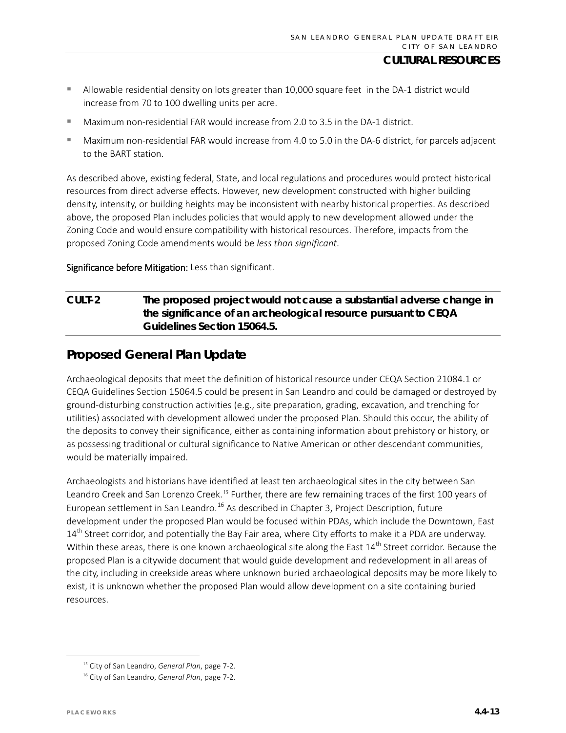- Allowable residential density on lots greater than 10,000 square feet in the DA-1 district would increase from 70 to 100 dwelling units per acre.
- Maximum non-residential FAR would increase from 2.0 to 3.5 in the DA-1 district.
- Maximum non-residential FAR would increase from 4.0 to 5.0 in the DA-6 district, for parcels adjacent to the BART station.

As described above, existing federal, State, and local regulations and procedures would protect historical resources from direct adverse effects. However, new development constructed with higher building density, intensity, or building heights may be inconsistent with nearby historical properties. As described above, the proposed Plan includes policies that would apply to new development allowed under the Zoning Code and would ensure compatibility with historical resources. Therefore, impacts from the proposed Zoning Code amendments would be *less than significant*.

**Significance before Mitigation:** Less than significant.

| | |
|---|---|
| **CULT-2** | **The proposed project would not cause a substantial adverse change in the significance of an archeological resource pursuant to CEQA Guidelines Section 15064.5.** |

## Proposed General Plan Update

Archaeological deposits that meet the definition of historical resource under CEQA Section 21084.1 or CEQA Guidelines Section 15064.5 could be present in San Leandro and could be damaged or destroyed by ground-disturbing construction activities (e.g., site preparation, grading, excavation, and trenching for utilities) associated with development allowed under the proposed Plan. Should this occur, the ability of the deposits to convey their significance, either as containing information about prehistory or history, or as possessing traditional or cultural significance to Native American or other descendant communities, would be materially impaired.

Archaeologists and historians have identified at least ten archaeological sites in the city between San Leandro Creek and San Lorenzo Creek.[15] Further, there are few remaining traces of the first 100 years of European settlement in San Leandro.[16] As described in Chapter 3, Project Description, future development under the proposed Plan would be focused within PDAs, which include the Downtown, East 14th Street corridor, and potentially the Bay Fair area, where City efforts to make it a PDA are underway. Within these areas, there is one known archaeological site along the East 14th Street corridor. Because the proposed Plan is a citywide document that would guide development and redevelopment in all areas of the city, including in creekside areas where unknown buried archaeological deposits may be more likely to exist, it is unknown whether the proposed Plan would allow development on a site containing buried resources.

---

[15] City of San Leandro, *General Plan*, page 7-2.

[16] City of San Leandro, *General Plan*, page 7-2.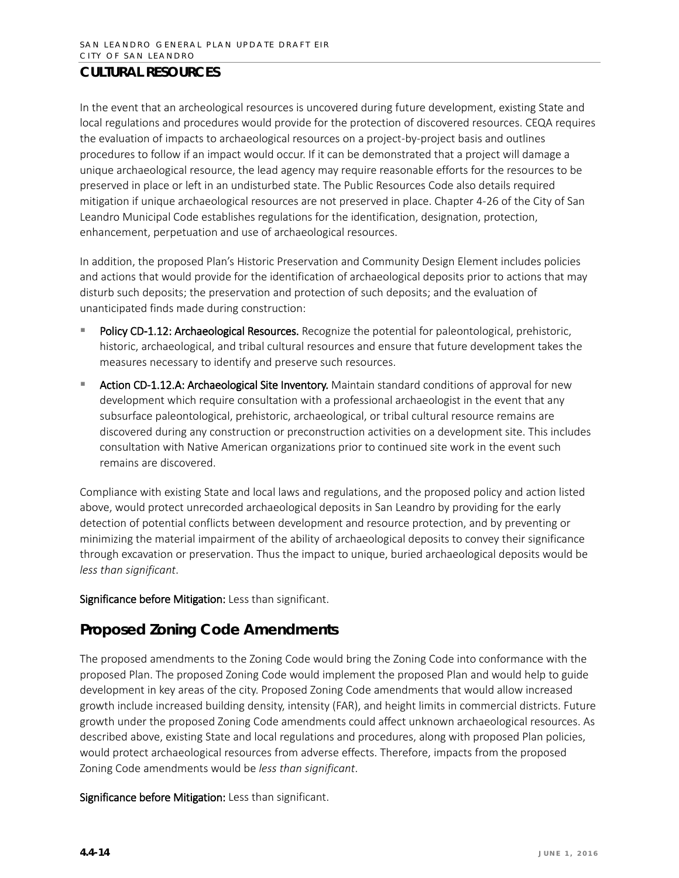In the event that an archeological resources is uncovered during future development, existing State and local regulations and procedures would provide for the protection of discovered resources. CEQA requires the evaluation of impacts to archaeological resources on a project-by-project basis and outlines procedures to follow if an impact would occur. If it can be demonstrated that a project will damage a unique archaeological resource, the lead agency may require reasonable efforts for the resources to be preserved in place or left in an undisturbed state. The Public Resources Code also details required mitigation if unique archaeological resources are not preserved in place. Chapter 4-26 of the City of San Leandro Municipal Code establishes regulations for the identification, designation, protection, enhancement, perpetuation and use of archaeological resources.

In addition, the proposed Plan's Historic Preservation and Community Design Element includes policies and actions that would provide for the identification of archaeological deposits prior to actions that may disturb such deposits; the preservation and protection of such deposits; and the evaluation of unanticipated finds made during construction:

- **Policy CD-1.12: Archaeological Resources.** Recognize the potential for paleontological, prehistoric, historic, archaeological, and tribal cultural resources and ensure that future development takes the measures necessary to identify and preserve such resources.
- **Action CD-1.12.A: Archaeological Site Inventory.** Maintain standard conditions of approval for new development which require consultation with a professional archaeologist in the event that any subsurface paleontological, prehistoric, archaeological, or tribal cultural resource remains are discovered during any construction or preconstruction activities on a development site. This includes consultation with Native American organizations prior to continued site work in the event such remains are discovered.

Compliance with existing State and local laws and regulations, and the proposed policy and action listed above, would protect unrecorded archaeological deposits in San Leandro by providing for the early detection of potential conflicts between development and resource protection, and by preventing or minimizing the material impairment of the ability of archaeological deposits to convey their significance through excavation or preservation. Thus the impact to unique, buried archaeological deposits would be *less than significant*.

**Significance before Mitigation:** Less than significant.

## Proposed Zoning Code Amendments

The proposed amendments to the Zoning Code would bring the Zoning Code into conformance with the proposed Plan. The proposed Zoning Code would implement the proposed Plan and would help to guide development in key areas of the city. Proposed Zoning Code amendments that would allow increased growth include increased building density, intensity (FAR), and height limits in commercial districts. Future growth under the proposed Zoning Code amendments could affect unknown archaeological resources. As described above, existing State and local regulations and procedures, along with proposed Plan policies, would protect archaeological resources from adverse effects. Therefore, impacts from the proposed Zoning Code amendments would be *less than significant*.

**Significance before Mitigation:** Less than significant.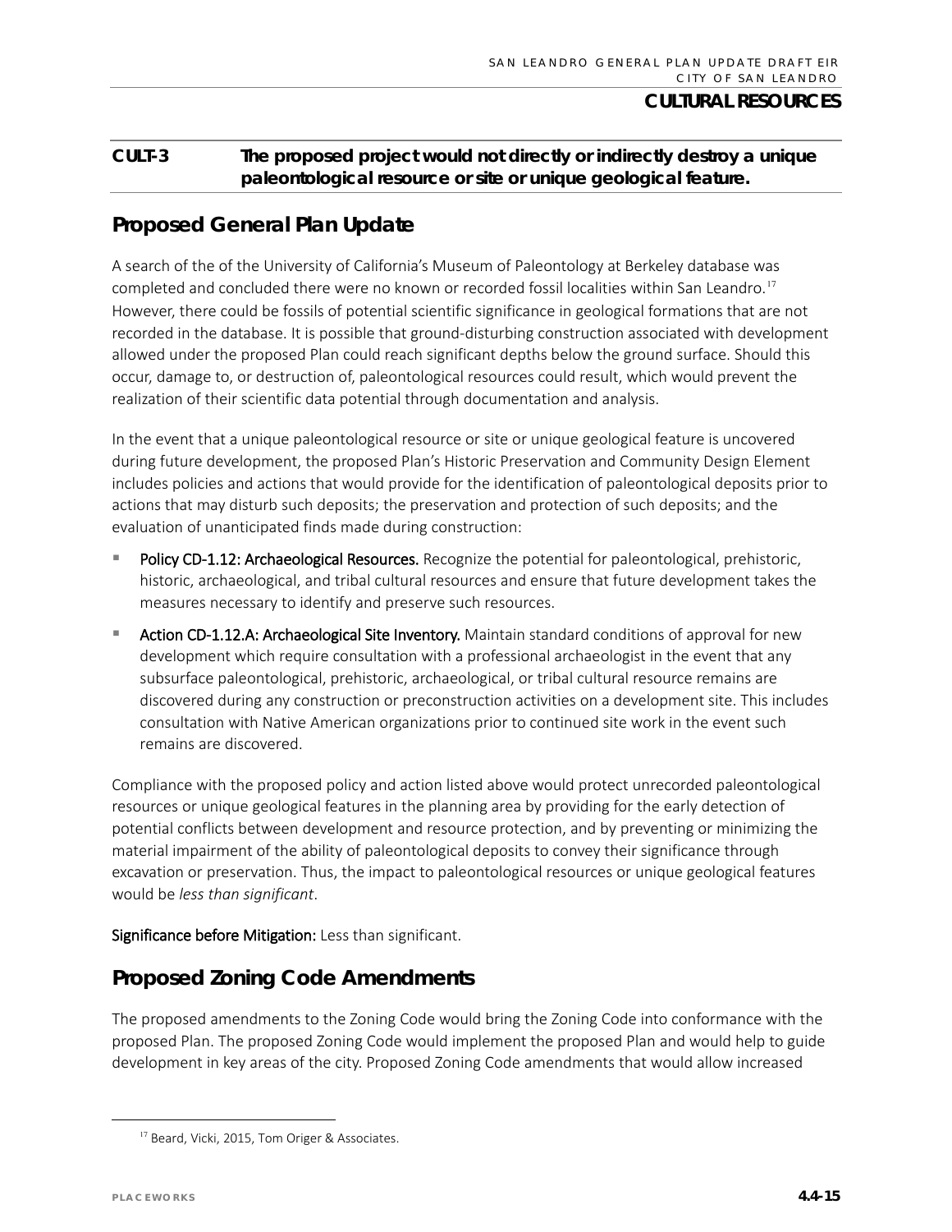**CULT-3 The proposed project would not directly or indirectly destroy a unique paleontological resource or site or unique geological feature.**

## Proposed General Plan Update

A search of the of the University of California's Museum of Paleontology at Berkeley database was completed and concluded there were no known or recorded fossil localities within San Leandro.[17] However, there could be fossils of potential scientific significance in geological formations that are not recorded in the database. It is possible that ground-disturbing construction associated with development allowed under the proposed Plan could reach significant depths below the ground surface. Should this occur, damage to, or destruction of, paleontological resources could result, which would prevent the realization of their scientific data potential through documentation and analysis.

In the event that a unique paleontological resource or site or unique geological feature is uncovered during future development, the proposed Plan's Historic Preservation and Community Design Element includes policies and actions that would provide for the identification of paleontological deposits prior to actions that may disturb such deposits; the preservation and protection of such deposits; and the evaluation of unanticipated finds made during construction:

- **Policy CD-1.12: Archaeological Resources.** Recognize the potential for paleontological, prehistoric, historic, archaeological, and tribal cultural resources and ensure that future development takes the measures necessary to identify and preserve such resources.
- **Action CD-1.12.A: Archaeological Site Inventory.** Maintain standard conditions of approval for new development which require consultation with a professional archaeologist in the event that any subsurface paleontological, prehistoric, archaeological, or tribal cultural resource remains are discovered during any construction or preconstruction activities on a development site. This includes consultation with Native American organizations prior to continued site work in the event such remains are discovered.

Compliance with the proposed policy and action listed above would protect unrecorded paleontological resources or unique geological features in the planning area by providing for the early detection of potential conflicts between development and resource protection, and by preventing or minimizing the material impairment of the ability of paleontological deposits to convey their significance through excavation or preservation. Thus, the impact to paleontological resources or unique geological features would be *less than significant*.

**Significance before Mitigation:** Less than significant.

## Proposed Zoning Code Amendments

The proposed amendments to the Zoning Code would bring the Zoning Code into conformance with the proposed Plan. The proposed Zoning Code would implement the proposed Plan and would help to guide development in key areas of the city. Proposed Zoning Code amendments that would allow increased

[17] Beard, Vicki, 2015, Tom Origer & Associates.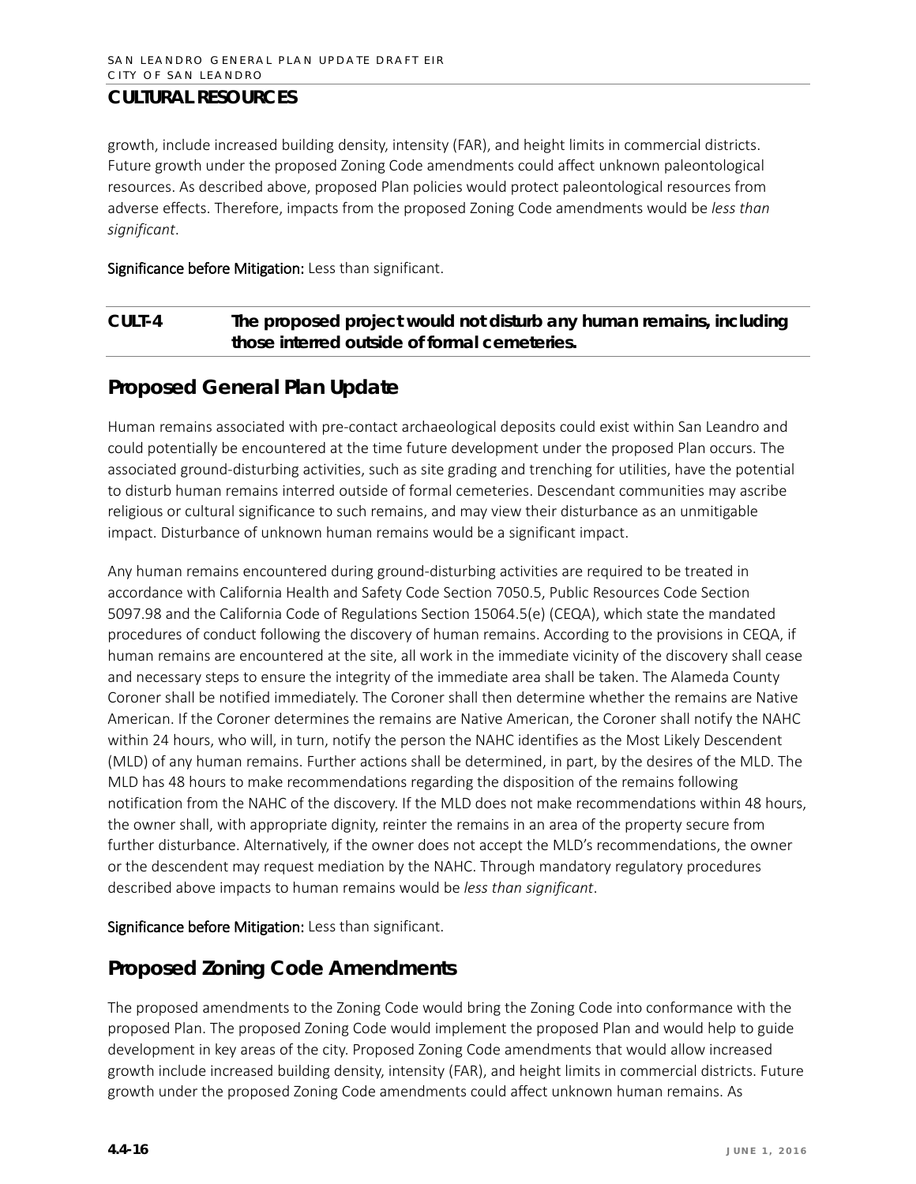growth, include increased building density, intensity (FAR), and height limits in commercial districts. Future growth under the proposed Zoning Code amendments could affect unknown paleontological resources. As described above, proposed Plan policies would protect paleontological resources from adverse effects. Therefore, impacts from the proposed Zoning Code amendments would be *less than significant*.

**Significance before Mitigation:** Less than significant.

**CULT-4 The proposed project would not disturb any human remains, including those interred outside of formal cemeteries.**

## Proposed General Plan Update

Human remains associated with pre-contact archaeological deposits could exist within San Leandro and could potentially be encountered at the time future development under the proposed Plan occurs. The associated ground-disturbing activities, such as site grading and trenching for utilities, have the potential to disturb human remains interred outside of formal cemeteries. Descendant communities may ascribe religious or cultural significance to such remains, and may view their disturbance as an unmitigable impact. Disturbance of unknown human remains would be a significant impact.

Any human remains encountered during ground-disturbing activities are required to be treated in accordance with California Health and Safety Code Section 7050.5, Public Resources Code Section 5097.98 and the California Code of Regulations Section 15064.5(e) (CEQA), which state the mandated procedures of conduct following the discovery of human remains. According to the provisions in CEQA, if human remains are encountered at the site, all work in the immediate vicinity of the discovery shall cease and necessary steps to ensure the integrity of the immediate area shall be taken. The Alameda County Coroner shall be notified immediately. The Coroner shall then determine whether the remains are Native American. If the Coroner determines the remains are Native American, the Coroner shall notify the NAHC within 24 hours, who will, in turn, notify the person the NAHC identifies as the Most Likely Descendent (MLD) of any human remains. Further actions shall be determined, in part, by the desires of the MLD. The MLD has 48 hours to make recommendations regarding the disposition of the remains following notification from the NAHC of the discovery. If the MLD does not make recommendations within 48 hours, the owner shall, with appropriate dignity, reinter the remains in an area of the property secure from further disturbance. Alternatively, if the owner does not accept the MLD's recommendations, the owner or the descendent may request mediation by the NAHC. Through mandatory regulatory procedures described above impacts to human remains would be *less than significant*.

**Significance before Mitigation:** Less than significant.

## Proposed Zoning Code Amendments

The proposed amendments to the Zoning Code would bring the Zoning Code into conformance with the proposed Plan. The proposed Zoning Code would implement the proposed Plan and would help to guide development in key areas of the city. Proposed Zoning Code amendments that would allow increased growth include increased building density, intensity (FAR), and height limits in commercial districts. Future growth under the proposed Zoning Code amendments could affect unknown human remains. As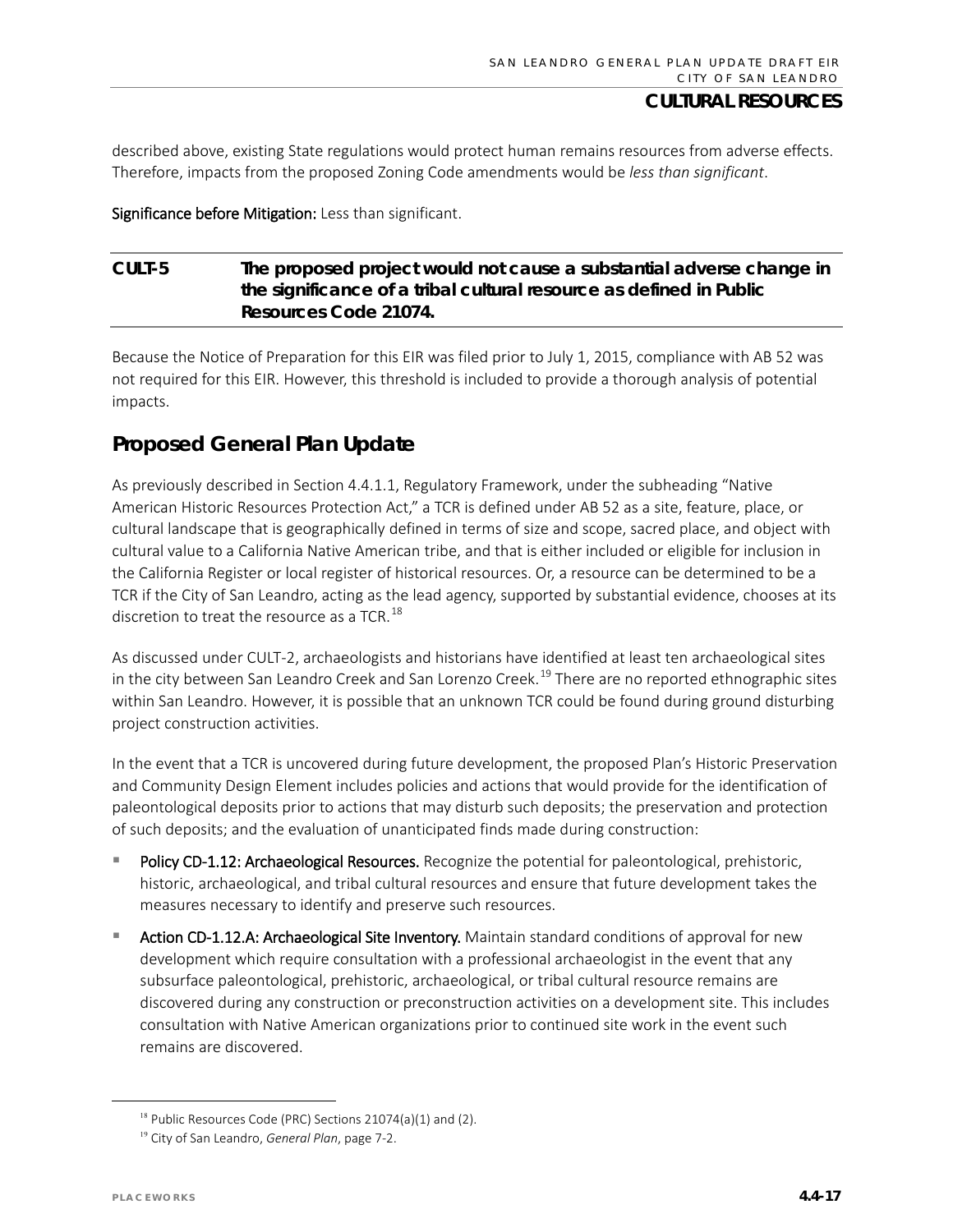described above, existing State regulations would protect human remains resources from adverse effects. Therefore, impacts from the proposed Zoning Code amendments would be *less than significant*.

**Significance before Mitigation:** Less than significant.

| | |
|---|---|
| **CULT-5** | **The proposed project would not cause a substantial adverse change in the significance of a tribal cultural resource as defined in Public Resources Code 21074.** |

Because the Notice of Preparation for this EIR was filed prior to July 1, 2015, compliance with AB 52 was not required for this EIR. However, this threshold is included to provide a thorough analysis of potential impacts.

## Proposed General Plan Update

As previously described in Section 4.4.1.1, Regulatory Framework, under the subheading "Native American Historic Resources Protection Act," a TCR is defined under AB 52 as a site, feature, place, or cultural landscape that is geographically defined in terms of size and scope, sacred place, and object with cultural value to a California Native American tribe, and that is either included or eligible for inclusion in the California Register or local register of historical resources. Or, a resource can be determined to be a TCR if the City of San Leandro, acting as the lead agency, supported by substantial evidence, chooses at its discretion to treat the resource as a TCR.[18]

As discussed under CULT-2, archaeologists and historians have identified at least ten archaeological sites in the city between San Leandro Creek and San Lorenzo Creek.[19] There are no reported ethnographic sites within San Leandro. However, it is possible that an unknown TCR could be found during ground disturbing project construction activities.

In the event that a TCR is uncovered during future development, the proposed Plan's Historic Preservation and Community Design Element includes policies and actions that would provide for the identification of paleontological deposits prior to actions that may disturb such deposits; the preservation and protection of such deposits; and the evaluation of unanticipated finds made during construction:

- **Policy CD-1.12: Archaeological Resources.** Recognize the potential for paleontological, prehistoric, historic, archaeological, and tribal cultural resources and ensure that future development takes the measures necessary to identify and preserve such resources.
- **Action CD-1.12.A: Archaeological Site Inventory.** Maintain standard conditions of approval for new development which require consultation with a professional archaeologist in the event that any subsurface paleontological, prehistoric, archaeological, or tribal cultural resource remains are discovered during any construction or preconstruction activities on a development site. This includes consultation with Native American organizations prior to continued site work in the event such remains are discovered.

[18] Public Resources Code (PRC) Sections 21074(a)(1) and (2).

[19] City of San Leandro, *General Plan*, page 7-2.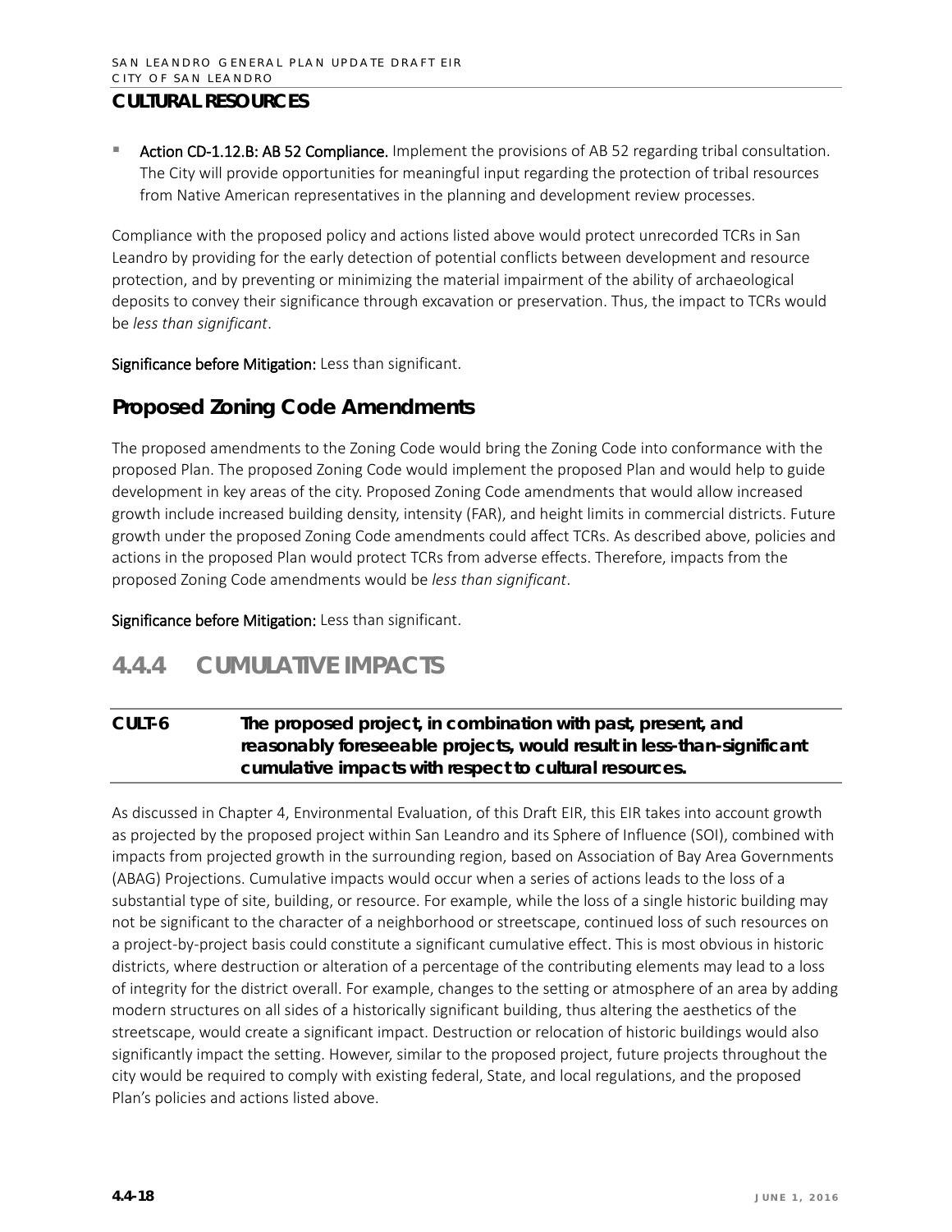## CULTURAL RESOURCES

- **Action CD-1.12.B: AB 52 Compliance.** Implement the provisions of AB 52 regarding tribal consultation. The City will provide opportunities for meaningful input regarding the protection of tribal resources from Native American representatives in the planning and development review processes.

Compliance with the proposed policy and actions listed above would protect unrecorded TCRs in San Leandro by providing for the early detection of potential conflicts between development and resource protection, and by preventing or minimizing the material impairment of the ability of archaeological deposits to convey their significance through excavation or preservation. Thus, the impact to TCRs would be *less than significant*.

**Significance before Mitigation:** Less than significant.

### Proposed Zoning Code Amendments

The proposed amendments to the Zoning Code would bring the Zoning Code into conformance with the proposed Plan. The proposed Zoning Code would implement the proposed Plan and would help to guide development in key areas of the city. Proposed Zoning Code amendments that would allow increased growth include increased building density, intensity (FAR), and height limits in commercial districts. Future growth under the proposed Zoning Code amendments could affect TCRs. As described above, policies and actions in the proposed Plan would protect TCRs from adverse effects. Therefore, impacts from the proposed Zoning Code amendments would be *less than significant*.

**Significance before Mitigation:** Less than significant.

## 4.4.4 CUMULATIVE IMPACTS

**CULT-6 The proposed project, in combination with past, present, and reasonably foreseeable projects, would result in less-than-significant cumulative impacts with respect to cultural resources.**

As discussed in Chapter 4, Environmental Evaluation, of this Draft EIR, this EIR takes into account growth as projected by the proposed project within San Leandro and its Sphere of Influence (SOI), combined with impacts from projected growth in the surrounding region, based on Association of Bay Area Governments (ABAG) Projections. Cumulative impacts would occur when a series of actions leads to the loss of a substantial type of site, building, or resource. For example, while the loss of a single historic building may not be significant to the character of a neighborhood or streetscape, continued loss of such resources on a project-by-project basis could constitute a significant cumulative effect. This is most obvious in historic districts, where destruction or alteration of a percentage of the contributing elements may lead to a loss of integrity for the district overall. For example, changes to the setting or atmosphere of an area by adding modern structures on all sides of a historically significant building, thus altering the aesthetics of the streetscape, would create a significant impact. Destruction or relocation of historic buildings would also significantly impact the setting. However, similar to the proposed project, future projects throughout the city would be required to comply with existing federal, State, and local regulations, and the proposed Plan's policies and actions listed above.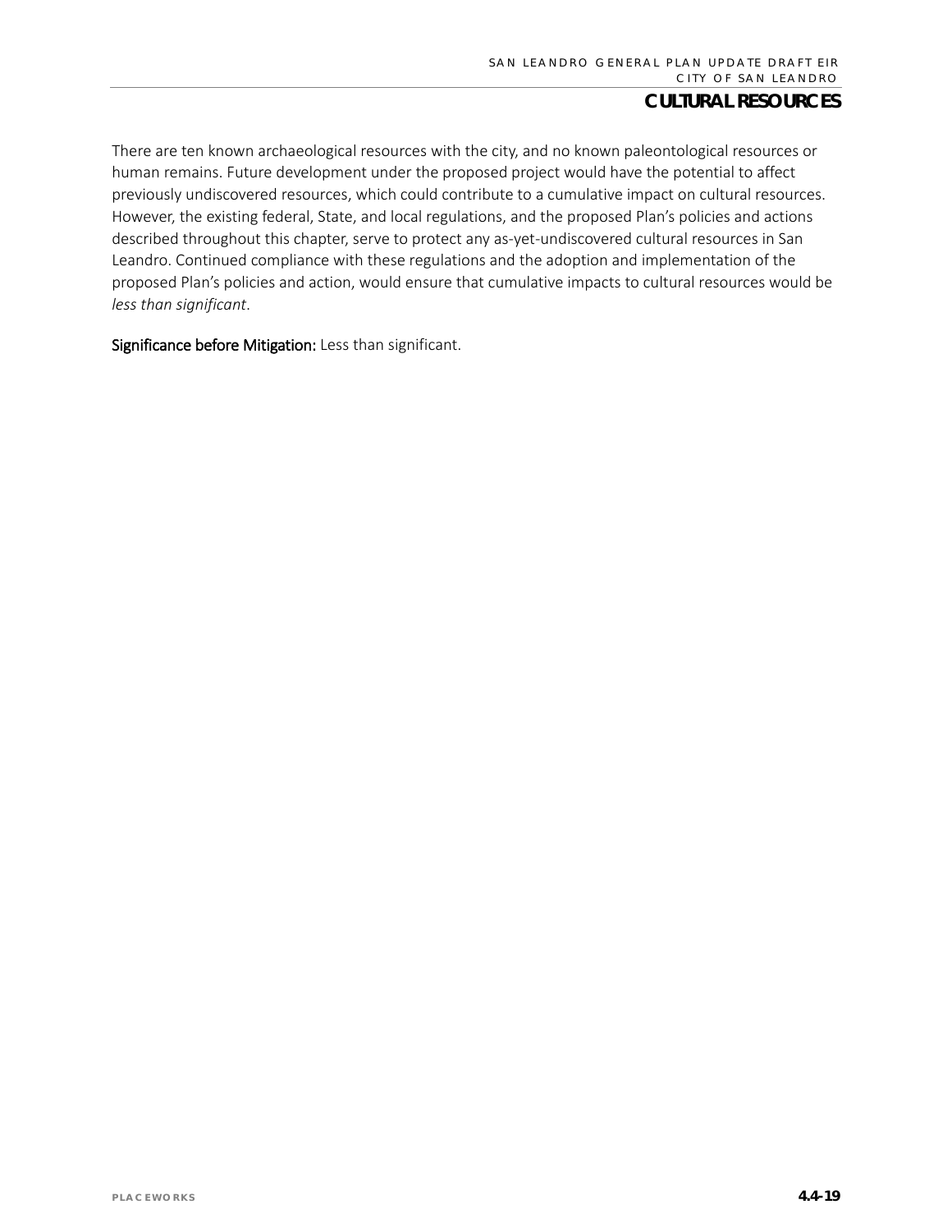There are ten known archaeological resources with the city, and no known paleontological resources or human remains. Future development under the proposed project would have the potential to affect previously undiscovered resources, which could contribute to a cumulative impact on cultural resources. However, the existing federal, State, and local regulations, and the proposed Plan's policies and actions described throughout this chapter, serve to protect any as-yet-undiscovered cultural resources in San Leandro. Continued compliance with these regulations and the adoption and implementation of the proposed Plan's policies and action, would ensure that cumulative impacts to cultural resources would be *less than significant*.

**Significance before Mitigation:** Less than significant.